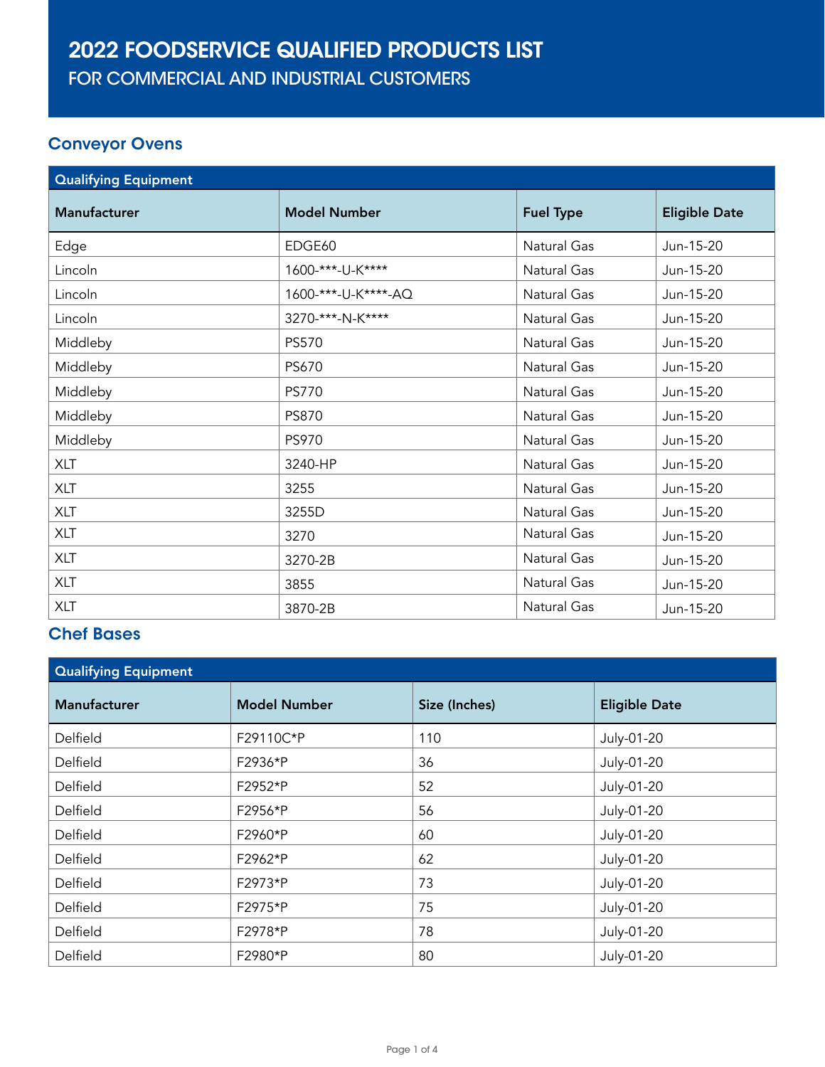# 2022 FOODSERVICE QUALIFIED PRODUCTS LIST

## FOR COMMERCIAL AND INDUSTRIAL CUSTOMERS

### Conveyor Ovens

| Qualifying Equipment | | | |
|---|---|---|---|
| **Manufacturer** | **Model Number** | **Fuel Type** | **Eligible Date** |
| Edge | EDGE60 | Natural Gas | Jun-15-20 |
| Lincoln | 1600-***-U-K**** | Natural Gas | Jun-15-20 |
| Lincoln | 1600-***-U-K****-AQ | Natural Gas | Jun-15-20 |
| Lincoln | 3270-***-N-K**** | Natural Gas | Jun-15-20 |
| Middleby | PS570 | Natural Gas | Jun-15-20 |
| Middleby | PS670 | Natural Gas | Jun-15-20 |
| Middleby | PS770 | Natural Gas | Jun-15-20 |
| Middleby | PS870 | Natural Gas | Jun-15-20 |
| Middleby | PS970 | Natural Gas | Jun-15-20 |
| XLT | 3240-HP | Natural Gas | Jun-15-20 |
| XLT | 3255 | Natural Gas | Jun-15-20 |
| XLT | 3255D | Natural Gas | Jun-15-20 |
| XLT | 3270 | Natural Gas | Jun-15-20 |
| XLT | 3270-2B | Natural Gas | Jun-15-20 |
| XLT | 3855 | Natural Gas | Jun-15-20 |
| XLT | 3870-2B | Natural Gas | Jun-15-20 |

### Chef Bases

| Qualifying Equipment | | | |
|---|---|---|---|
| **Manufacturer** | **Model Number** | **Size (Inches)** | **Eligible Date** |
| Delfield | F29110C*P | 110 | July-01-20 |
| Delfield | F2936*P | 36 | July-01-20 |
| Delfield | F2952*P | 52 | July-01-20 |
| Delfield | F2956*P | 56 | July-01-20 |
| Delfield | F2960*P | 60 | July-01-20 |
| Delfield | F2962*P | 62 | July-01-20 |
| Delfield | F2973*P | 73 | July-01-20 |
| Delfield | F2975*P | 75 | July-01-20 |
| Delfield | F2978*P | 78 | July-01-20 |
| Delfield | F2980*P | 80 | July-01-20 |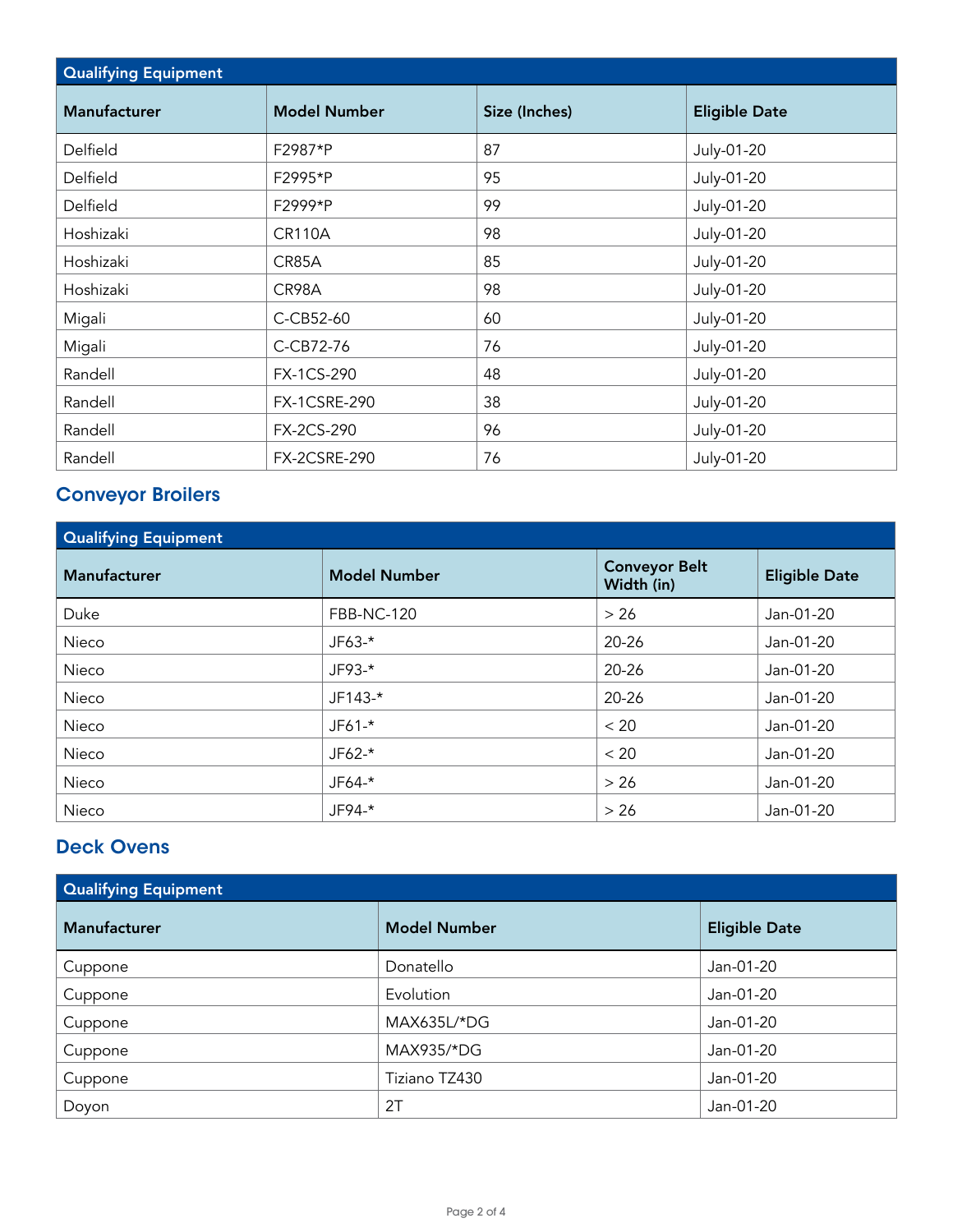| Qualifying Equipment | | | |
|---|---|---|---|
| **Manufacturer** | **Model Number** | **Size (Inches)** | **Eligible Date** |
| Delfield | F2987*P | 87 | July-01-20 |
| Delfield | F2995*P | 95 | July-01-20 |
| Delfield | F2999*P | 99 | July-01-20 |
| Hoshizaki | CR110A | 98 | July-01-20 |
| Hoshizaki | CR85A | 85 | July-01-20 |
| Hoshizaki | CR98A | 98 | July-01-20 |
| Migali | C-CB52-60 | 60 | July-01-20 |
| Migali | C-CB72-76 | 76 | July-01-20 |
| Randell | FX-1CS-290 | 48 | July-01-20 |
| Randell | FX-1CSRE-290 | 38 | July-01-20 |
| Randell | FX-2CS-290 | 96 | July-01-20 |
| Randell | FX-2CSRE-290 | 76 | July-01-20 |

## Conveyor Broilers

| Qualifying Equipment | | | |
|---|---|---|---|
| **Manufacturer** | **Model Number** | **Conveyor Belt Width (in)** | **Eligible Date** |
| Duke | FBB-NC-120 | > 26 | Jan-01-20 |
| Nieco | JF63-* | 20-26 | Jan-01-20 |
| Nieco | JF93-* | 20-26 | Jan-01-20 |
| Nieco | JF143-* | 20-26 | Jan-01-20 |
| Nieco | JF61-* | < 20 | Jan-01-20 |
| Nieco | JF62-* | < 20 | Jan-01-20 |
| Nieco | JF64-* | > 26 | Jan-01-20 |
| Nieco | JF94-* | > 26 | Jan-01-20 |

## Deck Ovens

| Qualifying Equipment | | |
|---|---|---|
| **Manufacturer** | **Model Number** | **Eligible Date** |
| Cuppone | Donatello | Jan-01-20 |
| Cuppone | Evolution | Jan-01-20 |
| Cuppone | MAX635L/*DG | Jan-01-20 |
| Cuppone | MAX935/*DG | Jan-01-20 |
| Cuppone | Tiziano TZ430 | Jan-01-20 |
| Doyon | 2T | Jan-01-20 |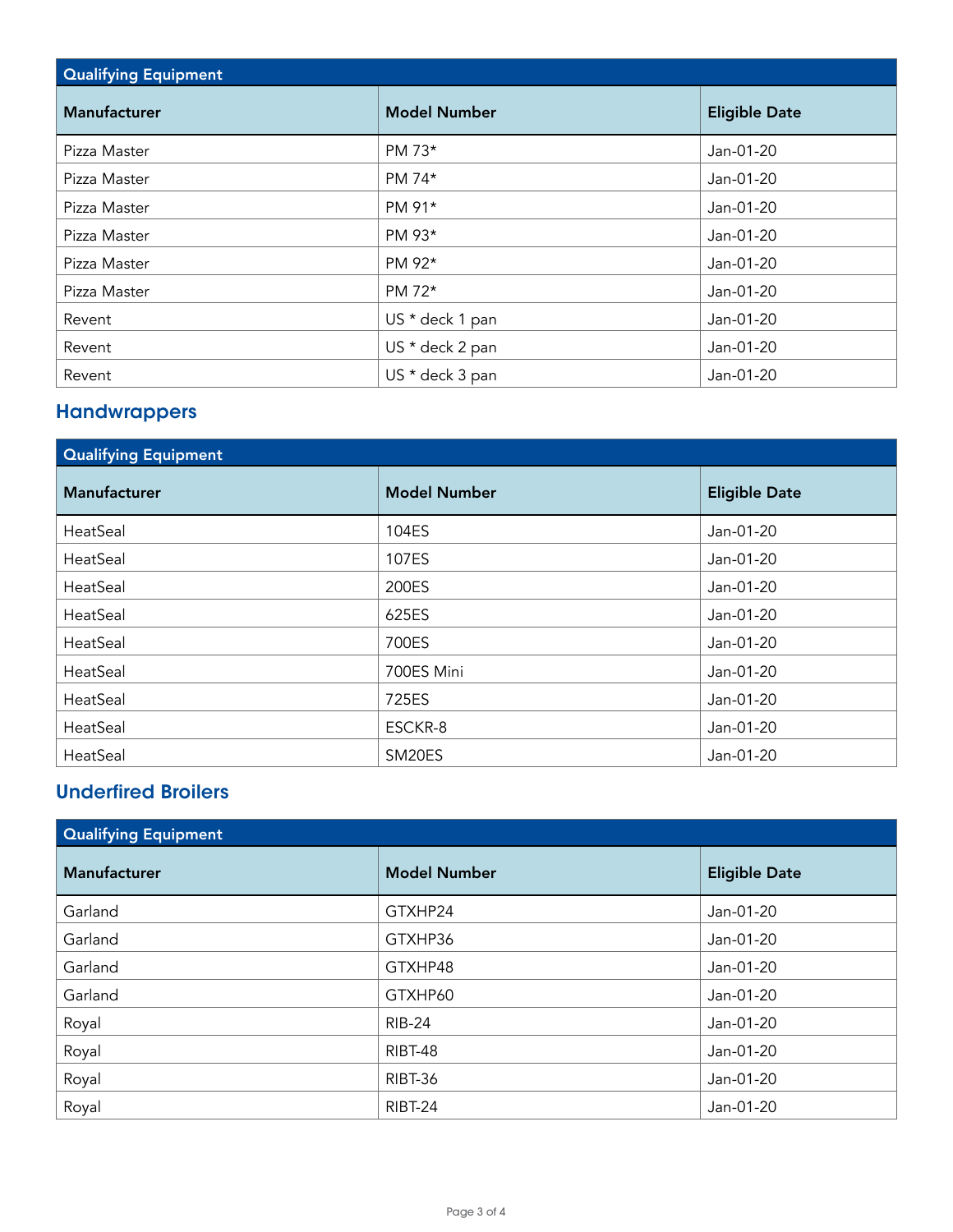| Qualifying Equipment | | |
|---|---|---|
| **Manufacturer** | **Model Number** | **Eligible Date** |
| Pizza Master | PM 73* | Jan-01-20 |
| Pizza Master | PM 74* | Jan-01-20 |
| Pizza Master | PM 91* | Jan-01-20 |
| Pizza Master | PM 93* | Jan-01-20 |
| Pizza Master | PM 92* | Jan-01-20 |
| Pizza Master | PM 72* | Jan-01-20 |
| Revent | US * deck 1 pan | Jan-01-20 |
| Revent | US * deck 2 pan | Jan-01-20 |
| Revent | US * deck 3 pan | Jan-01-20 |

## Handwrappers

| Qualifying Equipment | | |
|---|---|---|
| **Manufacturer** | **Model Number** | **Eligible Date** |
| HeatSeal | 104ES | Jan-01-20 |
| HeatSeal | 107ES | Jan-01-20 |
| HeatSeal | 200ES | Jan-01-20 |
| HeatSeal | 625ES | Jan-01-20 |
| HeatSeal | 700ES | Jan-01-20 |
| HeatSeal | 700ES Mini | Jan-01-20 |
| HeatSeal | 725ES | Jan-01-20 |
| HeatSeal | ESCKR-8 | Jan-01-20 |
| HeatSeal | SM20ES | Jan-01-20 |

## Underfired Broilers

| Qualifying Equipment | | |
|---|---|---|
| **Manufacturer** | **Model Number** | **Eligible Date** |
| Garland | GTXHP24 | Jan-01-20 |
| Garland | GTXHP36 | Jan-01-20 |
| Garland | GTXHP48 | Jan-01-20 |
| Garland | GTXHP60 | Jan-01-20 |
| Royal | RIB-24 | Jan-01-20 |
| Royal | RIBT-48 | Jan-01-20 |
| Royal | RIBT-36 | Jan-01-20 |
| Royal | RIBT-24 | Jan-01-20 |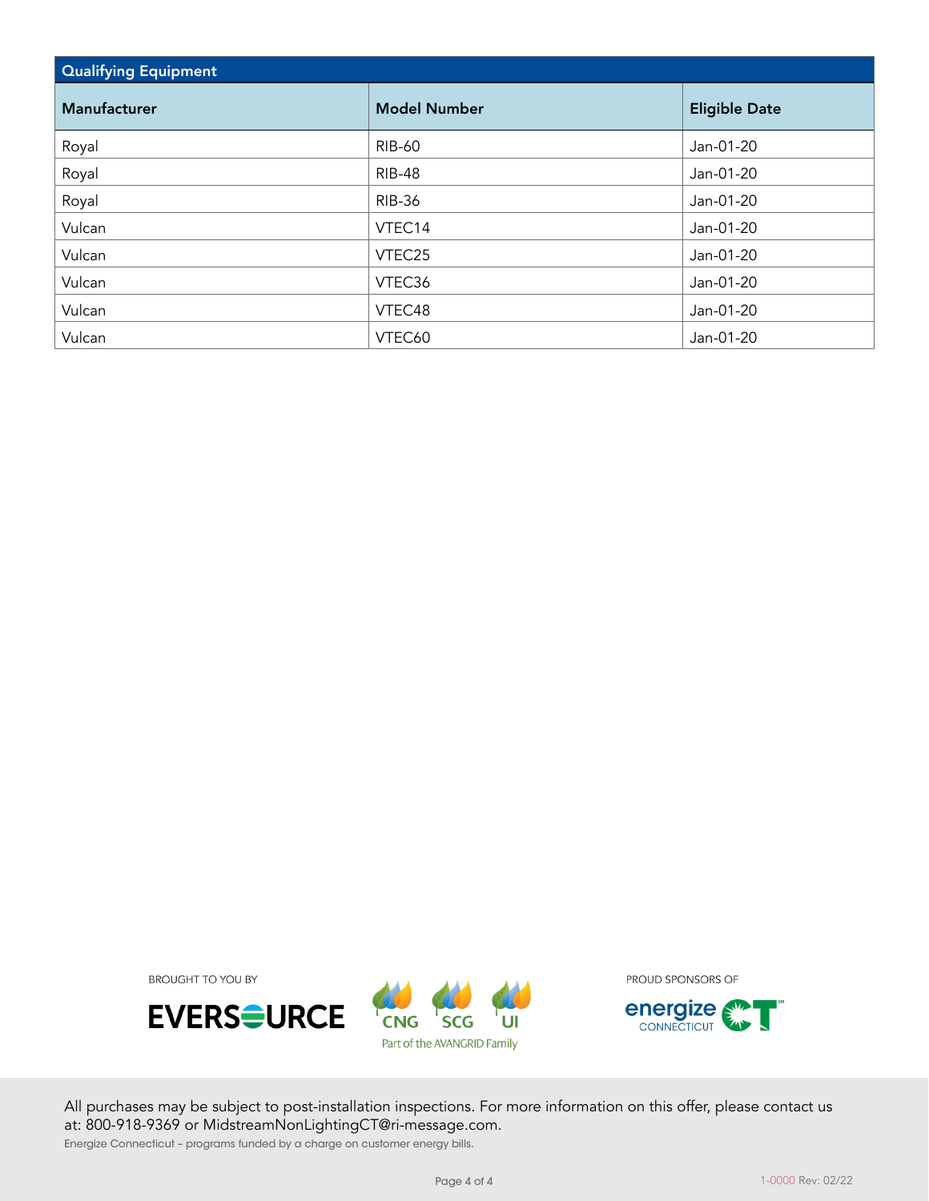| Qualifying Equipment | | |
|---|---|---|
| **Manufacturer** | **Model Number** | **Eligible Date** |
| Royal | RIB-60 | Jan-01-20 |
| Royal | RIB-48 | Jan-01-20 |
| Royal | RIB-36 | Jan-01-20 |
| Vulcan | VTEC14 | Jan-01-20 |
| Vulcan | VTEC25 | Jan-01-20 |
| Vulcan | VTEC36 | Jan-01-20 |
| Vulcan | VTEC48 | Jan-01-20 |
| Vulcan | VTEC60 | Jan-01-20 |

BROUGHT TO YOU BY

EVERSOURCE

CNG SCG UI

Part of the AVANGRID Family

PROUD SPONSORS OF

energize CONNECTICUT

All purchases may be subject to post-installation inspections. For more information on this offer, please contact us at: 800-918-9369 or MidstreamNonLightingCT@ri-message.com.

Energize Connecticut – programs funded by a charge on customer energy bills.

1-0000 Rev: 02/22